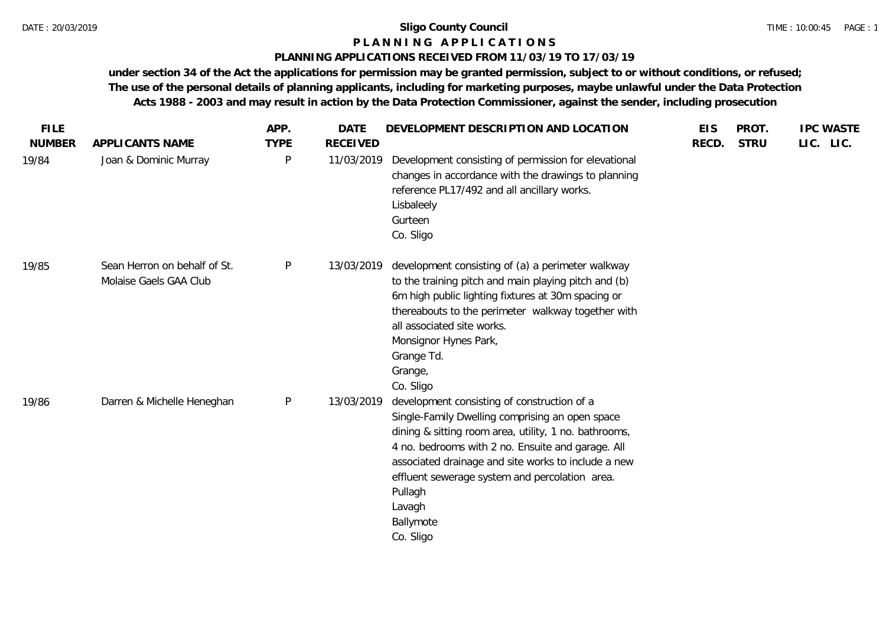**Sligo County Council**

**P L A N N I N G   A P P L I C A T I O N S**

**PLANNING APPLICATIONS RECEIVED FROM 11/03/19 TO 17/03/19**

**under section 34 of the Act the applications for permission may be granted permission, subject to or without conditions, or refused; The use of the personal details of planning applicants, including for marketing purposes, maybe unlawful under the Data Protection Acts 1988 - 2003 and may result in action by the Data Protection Commissioner, against the sender, including prosecution**

| FILE NUMBER | APPLICANTS NAME | APP. TYPE | DATE RECEIVED | DEVELOPMENT DESCRIPTION AND LOCATION | EIS RECD. | PROT. STRU | IPC LIC. | WASTE LIC. |
|---|---|---|---|---|---|---|---|---|
| 19/84 | Joan & Dominic Murray | P | 11/03/2019 | Development consisting of permission for elevational changes in accordance with the drawings to planning reference PL17/492 and all ancillary works.<br>Lisbaleely<br>Gurteen<br>Co. Sligo | | | | |
| 19/85 | Sean Herron on behalf of St. Molaise Gaels GAA Club | P | 13/03/2019 | development consisting of (a) a perimeter walkway to the training pitch and main playing pitch and (b) 6m high public lighting fixtures at 30m spacing or thereabouts to the perimeter walkway together with all associated site works.<br>Monsignor Hynes Park,<br>Grange Td.<br>Grange,<br>Co. Sligo | | | | |
| 19/86 | Darren & Michelle Heneghan | P | 13/03/2019 | development consisting of construction of a Single-Family Dwelling comprising an open space dining & sitting room area, utility, 1 no. bathrooms, 4 no. bedrooms with 2 no. Ensuite and garage. All associated drainage and site works to include a new effluent sewerage system and percolation area.<br>Pullagh<br>Lavagh<br>Ballymote<br>Co. Sligo | | | | |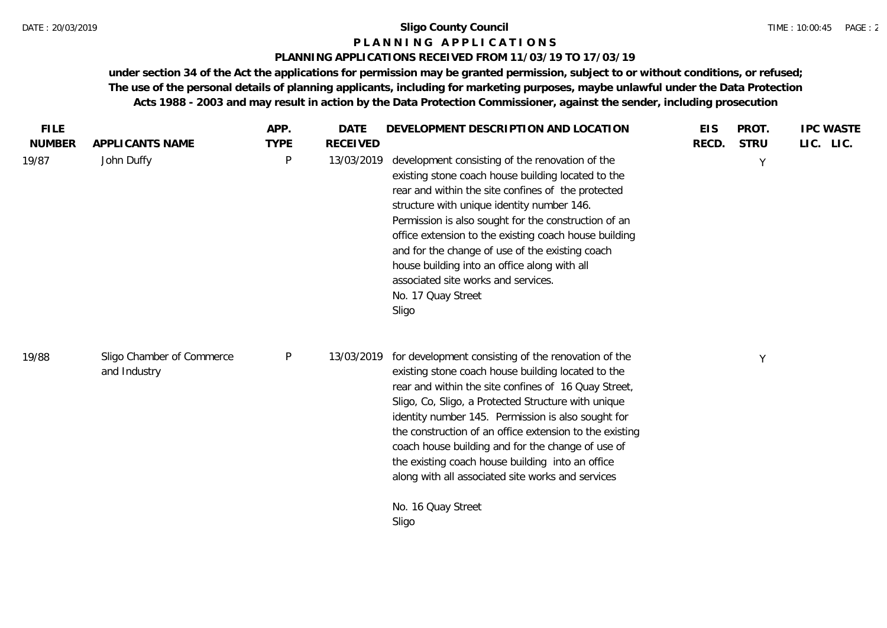**Sligo County Council**

**P L A N N I N G   A P P L I C A T I O N S**

**PLANNING APPLICATIONS RECEIVED FROM 11/03/19 TO 17/03/19**

**under section 34 of the Act the applications for permission may be granted permission, subject to or without conditions, or refused; The use of the personal details of planning applicants, including for marketing purposes, maybe unlawful under the Data Protection Acts 1988 - 2003 and may result in action by the Data Protection Commissioner, against the sender, including prosecution**

| FILE NUMBER | APPLICANTS NAME | APP. TYPE | DATE RECEIVED | DEVELOPMENT DESCRIPTION AND LOCATION | EIS RECD. | PROT. STRU | IPC LIC. | WASTE LIC. |
|---|---|---|---|---|---|---|---|---|
| 19/87 | John Duffy | P | 13/03/2019 | development consisting of the renovation of the existing stone coach house building located to the rear and within the site confines of the protected structure with unique identity number 146. Permission is also sought for the construction of an office extension to the existing coach house building and for the change of use of the existing coach house building into an office along with all associated site works and services.<br>No. 17 Quay Street<br>Sligo | | Y | | |
| 19/88 | Sligo Chamber of Commerce and Industry | P | 13/03/2019 | for development consisting of the renovation of the existing stone coach house building located to the rear and within the site confines of 16 Quay Street, Sligo, Co, Sligo, a Protected Structure with unique identity number 145. Permission is also sought for the construction of an office extension to the existing coach house building and for the change of use of the existing coach house building into an office along with all associated site works and services<br>No. 16 Quay Street<br>Sligo | | Y | | |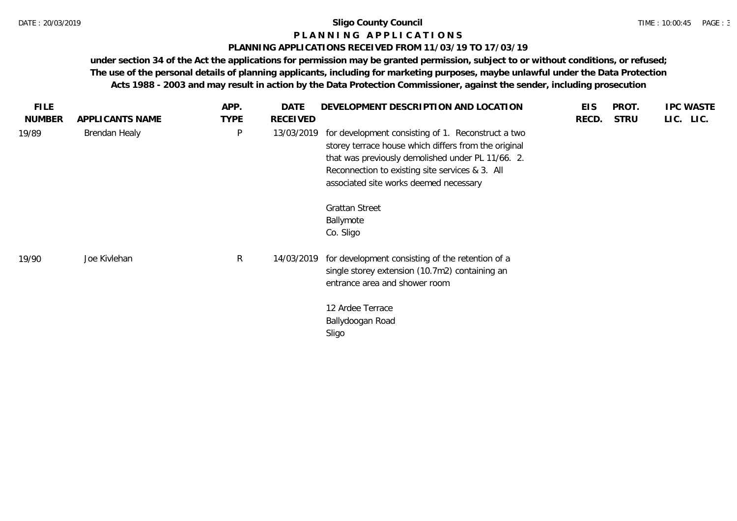# Sligo County Council

## P L A N N I N G   A P P L I C A T I O N S

### PLANNING APPLICATIONS RECEIVED FROM 11/03/19 TO 17/03/19

**under section 34 of the Act the applications for permission may be granted permission, subject to or without conditions, or refused; The use of the personal details of planning applicants, including for marketing purposes, maybe unlawful under the Data Protection Acts 1988 - 2003 and may result in action by the Data Protection Commissioner, against the sender, including prosecution**

| FILE NUMBER | APPLICANTS NAME | APP. TYPE | DATE RECEIVED | DEVELOPMENT DESCRIPTION AND LOCATION | EIS RECD. | PROT. STRU | IPC LIC. | WASTE LIC. |
|---|---|---|---|---|---|---|---|---|
| 19/89 | Brendan Healy | P | 13/03/2019 | for development consisting of 1. Reconstruct a two storey terrace house which differs from the original that was previously demolished under PL 11/66. 2. Reconnection to existing site services & 3. All associated site works deemed necessary<br><br>Grattan Street<br>Ballymote<br>Co. Sligo | | | | |
| 19/90 | Joe Kivlehan | R | 14/03/2019 | for development consisting of the retention of a single storey extension (10.7m2) containing an entrance area and shower room<br><br>12 Ardee Terrace<br>Ballydoogan Road<br>Sligo | | | | |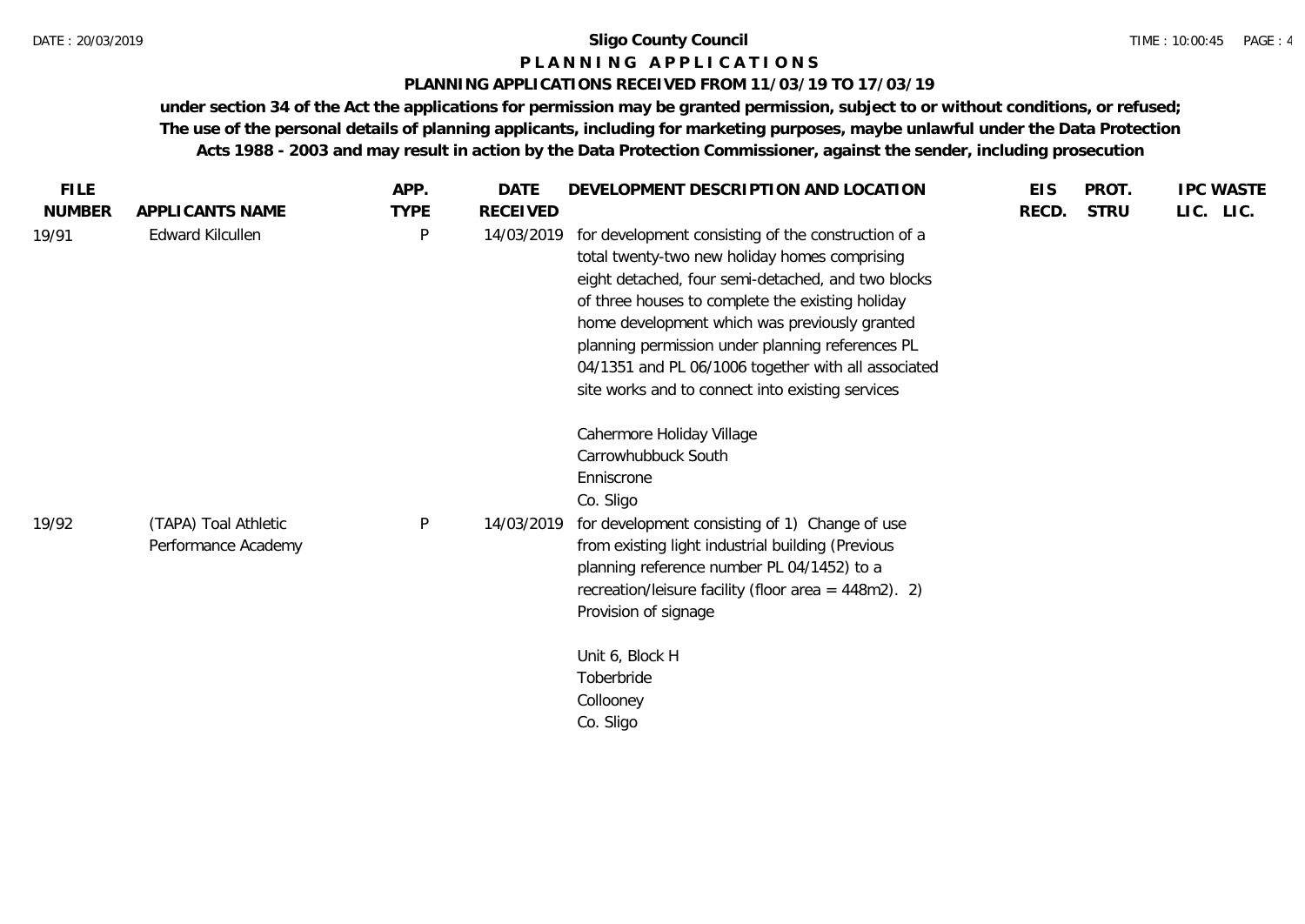**Sligo County Council**

**P L A N N I N G   A P P L I C A T I O N S**

**PLANNING APPLICATIONS RECEIVED FROM 11/03/19 TO 17/03/19**

**under section 34 of the Act the applications for permission may be granted permission, subject to or without conditions, or refused; The use of the personal details of planning applicants, including for marketing purposes, maybe unlawful under the Data Protection Acts 1988 - 2003 and may result in action by the Data Protection Commissioner, against the sender, including prosecution**

| FILE NUMBER | APPLICANTS NAME | APP. TYPE | DATE RECEIVED | DEVELOPMENT DESCRIPTION AND LOCATION | EIS RECD. | PROT. STRU | IPC LIC. | WASTE LIC. |
|---|---|---|---|---|---|---|---|---|
| 19/91 | Edward Kilcullen | P | 14/03/2019 | for development consisting of the construction of a total twenty-two new holiday homes comprising eight detached, four semi-detached, and two blocks of three houses to complete the existing holiday home development which was previously granted planning permission under planning references PL 04/1351 and PL 06/1006 together with all associated site works and to connect into existing services<br><br>Cahermore Holiday Village<br>Carrowhubbuck South<br>Enniscrone<br>Co. Sligo | | | | |
| 19/92 | (TAPA) Toal Athletic Performance Academy | P | 14/03/2019 | for development consisting of 1) Change of use from existing light industrial building (Previous planning reference number PL 04/1452) to a recreation/leisure facility (floor area = 448m2). 2) Provision of signage<br><br>Unit 6, Block H<br>Toberbride<br>Collooney<br>Co. Sligo | | | | |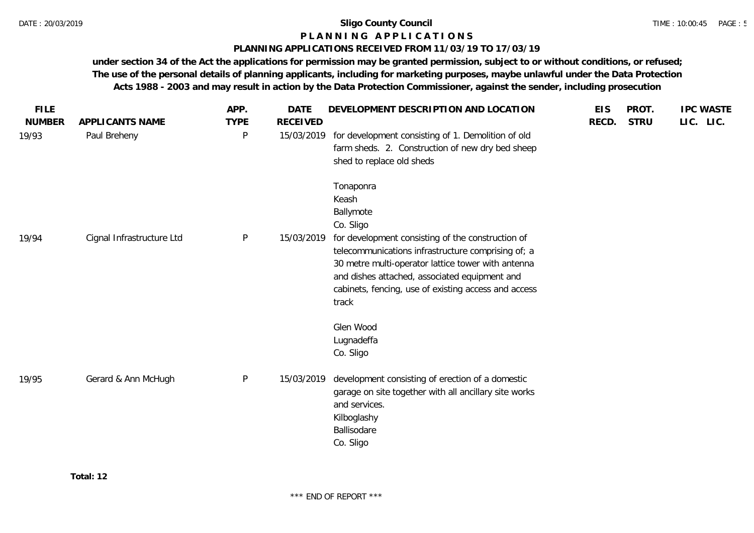**Sligo County Council**

# P L A N N I N G   A P P L I C A T I O N S

## PLANNING APPLICATIONS RECEIVED FROM 11/03/19 TO 17/03/19

**under section 34 of the Act the applications for permission may be granted permission, subject to or without conditions, or refused; The use of the personal details of planning applicants, including for marketing purposes, maybe unlawful under the Data Protection Acts 1988 - 2003 and may result in action by the Data Protection Commissioner, against the sender, including prosecution**

| FILE NUMBER | APPLICANTS NAME | APP. TYPE | DATE RECEIVED | DEVELOPMENT DESCRIPTION AND LOCATION | EIS RECD. | PROT. STRU | IPC LIC. | WASTE LIC. |
|---|---|---|---|---|---|---|---|---|
| 19/93 | Paul Breheny | P | 15/03/2019 | for development consisting of 1. Demolition of old farm sheds. 2. Construction of new dry bed sheep shed to replace old sheds<br><br>Tonaponra<br>Keash<br>Ballymote<br>Co. Sligo | | | | |
| 19/94 | Cignal Infrastructure Ltd | P | 15/03/2019 | for development consisting of the construction of telecommunications infrastructure comprising of; a 30 metre multi-operator lattice tower with antenna and dishes attached, associated equipment and cabinets, fencing, use of existing access and access track<br><br>Glen Wood<br>Lugnadeffa<br>Co. Sligo | | | | |
| 19/95 | Gerard & Ann McHugh | P | 15/03/2019 | development consisting of erection of a domestic garage on site together with all ancillary site works and services.<br>Kilboglashy<br>Ballisodare<br>Co. Sligo | | | | |

**Total: 12**

\*\*\* END OF REPORT \*\*\*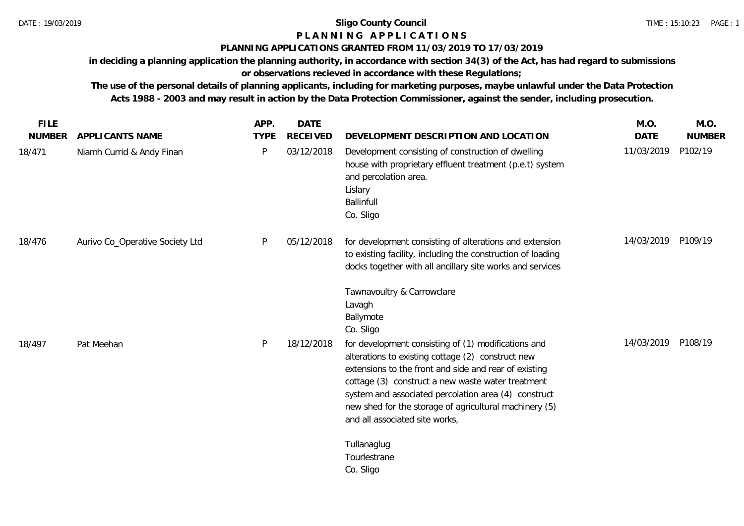**Sligo County Council**

**P L A N N I N G   A P P L I C A T I O N S**

**PLANNING APPLICATIONS GRANTED FROM 11/03/2019 TO 17/03/2019**

**in deciding a planning application the planning authority, in accordance with section 34(3) of the Act, has had regard to submissions or observations recieved in accordance with these Regulations;**

**The use of the personal details of planning applicants, including for marketing purposes, maybe unlawful under the Data Protection Acts 1988 - 2003 and may result in action by the Data Protection Commissioner, against the sender, including prosecution.**

| FILE NUMBER | APPLICANTS NAME | APP. TYPE | DATE RECEIVED | DEVELOPMENT DESCRIPTION AND LOCATION | M.O. DATE | M.O. NUMBER |
|---|---|---|---|---|---|---|
| 18/471 | Niamh Currid & Andy Finan | P | 03/12/2018 | Development consisting of construction of dwelling house with proprietary effluent treatment (p.e.t) system and percolation area.<br>Lislary<br>Ballinfull<br>Co. Sligo | 11/03/2019 | P102/19 |
| 18/476 | Aurivo Co_Operative Society Ltd | P | 05/12/2018 | for development consisting of alterations and extension to existing facility, including the construction of loading docks together with all ancillary site works and services<br><br>Tawnavoultry & Carrowclare<br>Lavagh<br>Ballymote<br>Co. Sligo | 14/03/2019 | P109/19 |
| 18/497 | Pat Meehan | P | 18/12/2018 | for development consisting of (1) modifications and alterations to existing cottage (2) construct new extensions to the front and side and rear of existing cottage (3) construct a new waste water treatment system and associated percolation area (4) construct new shed for the storage of agricultural machinery (5) and all associated site works,<br><br>Tullanaglug<br>Tourlestrane<br>Co. Sligo | 14/03/2019 | P108/19 |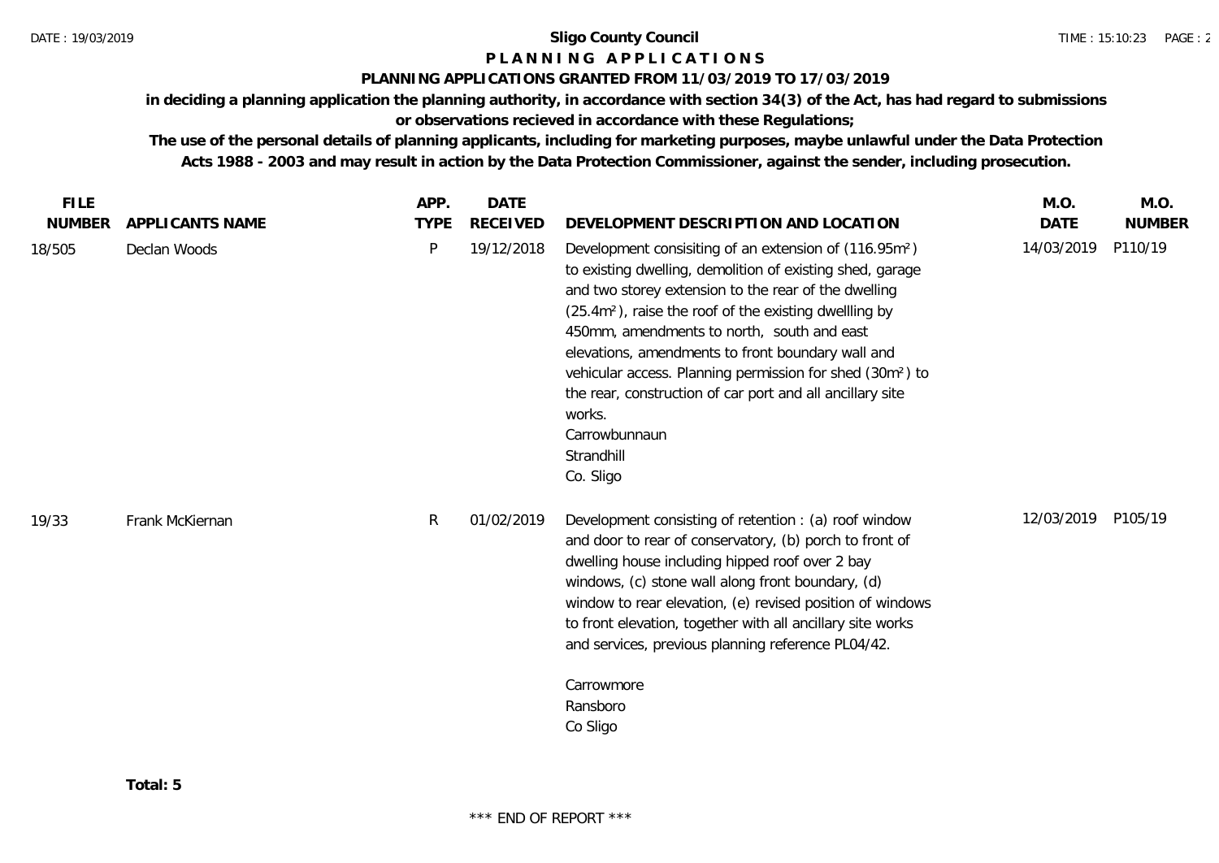**Sligo County Council**

**P L A N N I N G   A P P L I C A T I O N S**

**PLANNING APPLICATIONS GRANTED FROM 11/03/2019 TO 17/03/2019**

**in deciding a planning application the planning authority, in accordance with section 34(3) of the Act, has had regard to submissions or observations recieved in accordance with these Regulations;**

**The use of the personal details of planning applicants, including for marketing purposes, maybe unlawful under the Data Protection Acts 1988 - 2003 and may result in action by the Data Protection Commissioner, against the sender, including prosecution.**

| FILE NUMBER | APPLICANTS NAME | APP. TYPE | DATE RECEIVED | DEVELOPMENT DESCRIPTION AND LOCATION | M.O. DATE | M.O. NUMBER |
|---|---|---|---|---|---|---|
| 18/505 | Declan Woods | P | 19/12/2018 | Development consisiting of an extension of (116.95m²) to existing dwelling, demolition of existing shed, garage and two storey extension to the rear of the dwelling (25.4m²), raise the roof of the existing dwellling by 450mm, amendments to north, south and east elevations, amendments to front boundary wall and vehicular access. Planning permission for shed (30m²) to the rear, construction of car port and all ancillary site works.<br>Carrowbunnaun<br>Strandhill<br>Co. Sligo | 14/03/2019 | P110/19 |
| 19/33 | Frank McKiernan | R | 01/02/2019 | Development consisting of retention : (a) roof window and door to rear of conservatory, (b) porch to front of dwelling house including hipped roof over 2 bay windows, (c) stone wall along front boundary, (d) window to rear elevation, (e) revised position of windows to front elevation, together with all ancillary site works and services, previous planning reference PL04/42.<br>Carrowmore<br>Ransboro<br>Co Sligo | 12/03/2019 | P105/19 |

**Total: 5**

\*\*\* END OF REPORT \*\*\*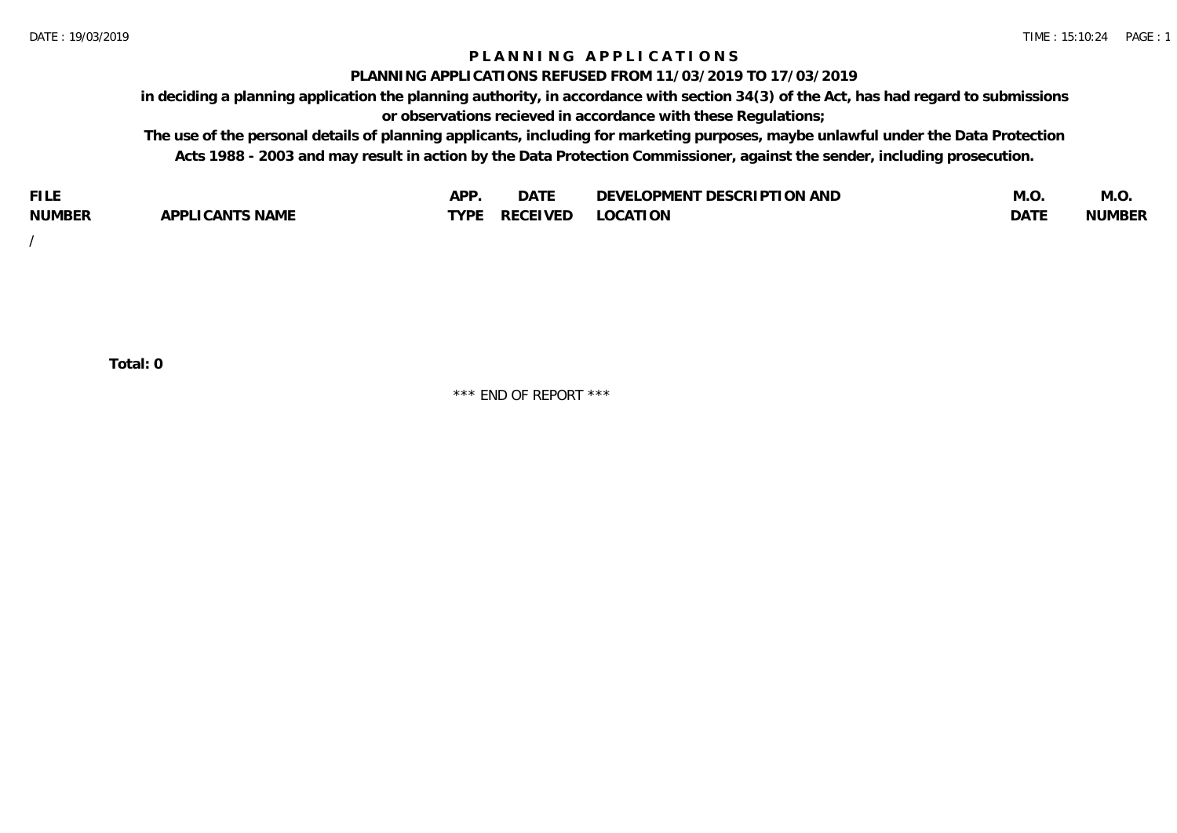# PLANNING APPLICATIONS

## PLANNING APPLICATIONS REFUSED FROM 11/03/2019 TO 17/03/2019

**in deciding a planning application the planning authority, in accordance with section 34(3) of the Act, has had regard to submissions or observations recieved in accordance with these Regulations;**

**The use of the personal details of planning applicants, including for marketing purposes, maybe unlawful under the Data Protection Acts 1988 - 2003 and may result in action by the Data Protection Commissioner, against the sender, including prosecution.**

| FILE NUMBER | APPLICANTS NAME | APP. TYPE | DATE RECEIVED | DEVELOPMENT DESCRIPTION AND LOCATION | M.O. DATE | M.O. NUMBER |
|---|---|---|---|---|---|---|
| / | | | | | | |

**Total: 0**

\*\*\* END OF REPORT \*\*\*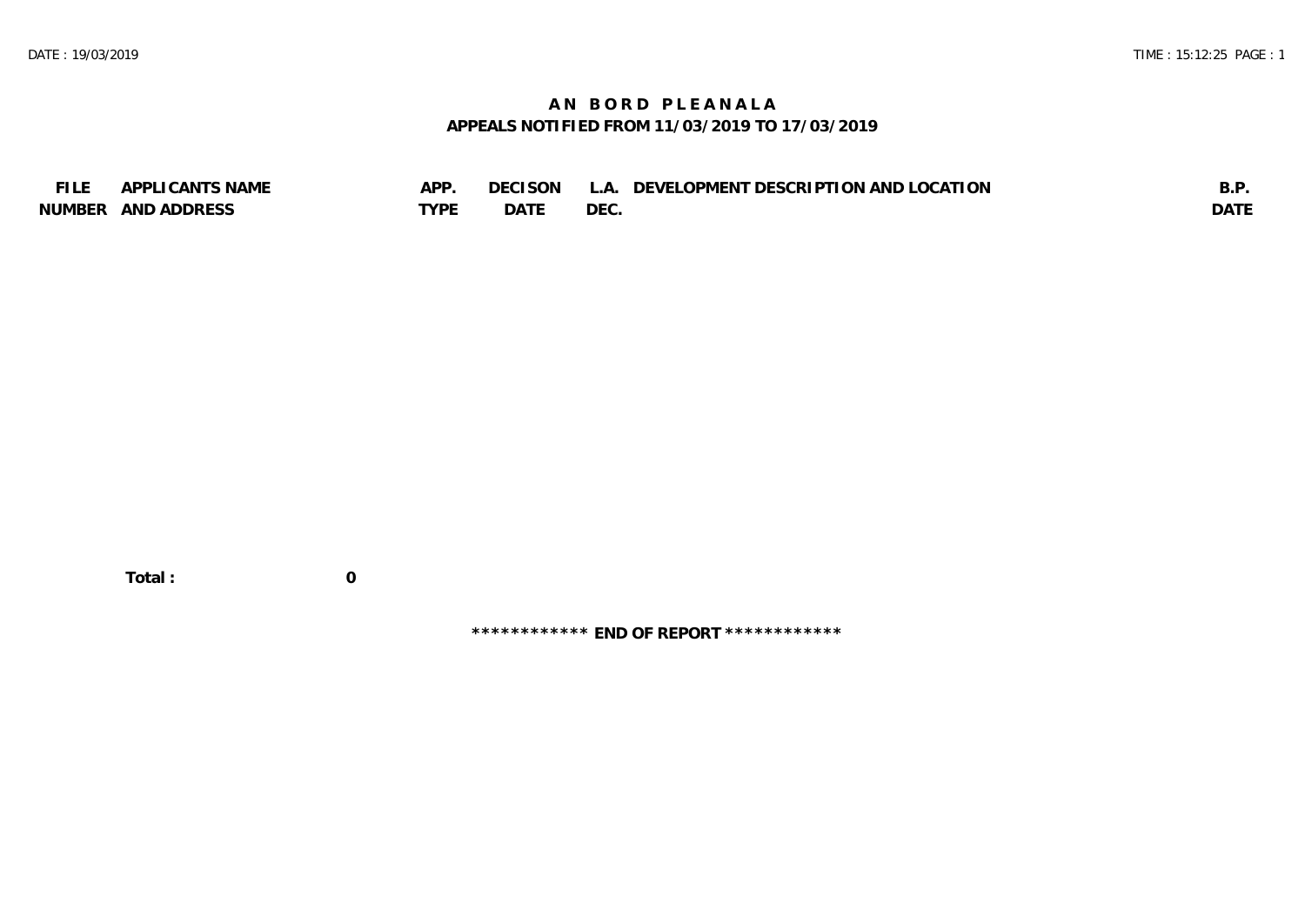# AN BORD PLEANALA

## APPEALS NOTIFIED FROM 11/03/2019 TO 17/03/2019

| FILE NUMBER | APPLICANTS NAME AND ADDRESS | APP. TYPE | DECISON DATE | L.A. DEC. | DEVELOPMENT DESCRIPTION AND LOCATION | B.P. DATE |
|---|---|---|---|---|---|---|

**Total : 0**

************ END OF REPORT ************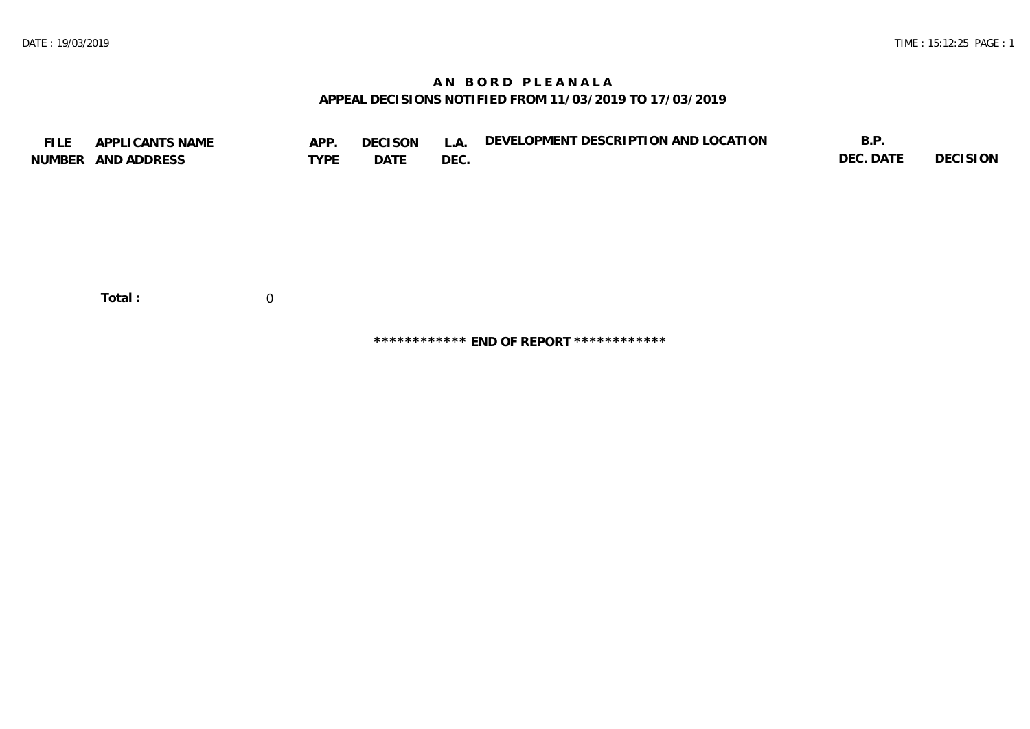# AN BORD PLEANALA

## APPEAL DECISIONS NOTIFIED FROM 11/03/2019 TO 17/03/2019

| FILE NUMBER | APPLICANTS NAME AND ADDRESS | APP. TYPE | DECISON DATE | L.A. DEC. | DEVELOPMENT DESCRIPTION AND LOCATION | B.P. DEC. DATE | DECISION |
|---|---|---|---|---|---|---|---|

**Total :** 0

************ **END OF REPORT** ************